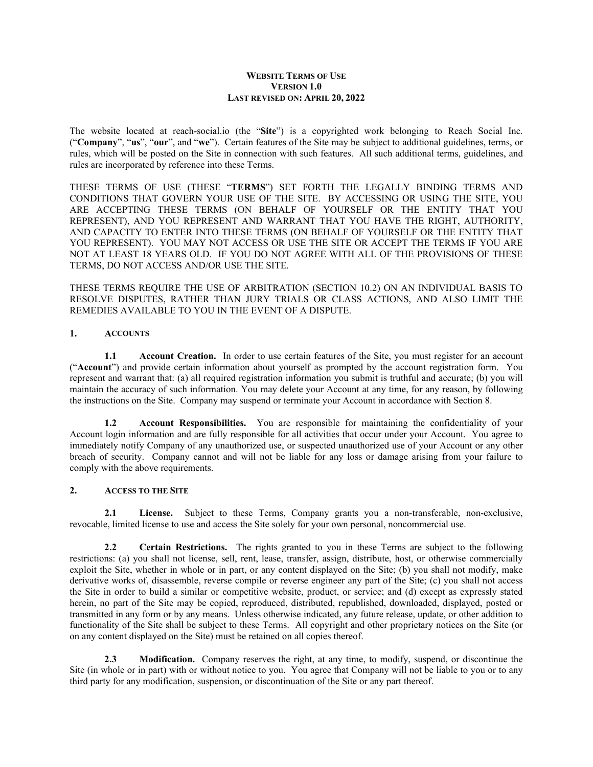# Website Terms of Use
## Version 1.0
### Last revised on: April 20, 2022

The website located at reach-social.io (the "**Site**") is a copyrighted work belonging to Reach Social Inc. ("**Company**", "**us**", "**our**", and "**we**"). Certain features of the Site may be subject to additional guidelines, terms, or rules, which will be posted on the Site in connection with such features. All such additional terms, guidelines, and rules are incorporated by reference into these Terms.

THESE TERMS OF USE (THESE "**TERMS**") SET FORTH THE LEGALLY BINDING TERMS AND CONDITIONS THAT GOVERN YOUR USE OF THE SITE. BY ACCESSING OR USING THE SITE, YOU ARE ACCEPTING THESE TERMS (ON BEHALF OF YOURSELF OR THE ENTITY THAT YOU REPRESENT), AND YOU REPRESENT AND WARRANT THAT YOU HAVE THE RIGHT, AUTHORITY, AND CAPACITY TO ENTER INTO THESE TERMS (ON BEHALF OF YOURSELF OR THE ENTITY THAT YOU REPRESENT). YOU MAY NOT ACCESS OR USE THE SITE OR ACCEPT THE TERMS IF YOU ARE NOT AT LEAST 18 YEARS OLD. IF YOU DO NOT AGREE WITH ALL OF THE PROVISIONS OF THESE TERMS, DO NOT ACCESS AND/OR USE THE SITE.

THESE TERMS REQUIRE THE USE OF ARBITRATION (SECTION 10.2) ON AN INDIVIDUAL BASIS TO RESOLVE DISPUTES, RATHER THAN JURY TRIALS OR CLASS ACTIONS, AND ALSO LIMIT THE REMEDIES AVAILABLE TO YOU IN THE EVENT OF A DISPUTE.

## 1. Accounts

**1.1 Account Creation.** In order to use certain features of the Site, you must register for an account ("**Account**") and provide certain information about yourself as prompted by the account registration form. You represent and warrant that: (a) all required registration information you submit is truthful and accurate; (b) you will maintain the accuracy of such information. You may delete your Account at any time, for any reason, by following the instructions on the Site. Company may suspend or terminate your Account in accordance with Section 8.

**1.2 Account Responsibilities.** You are responsible for maintaining the confidentiality of your Account login information and are fully responsible for all activities that occur under your Account. You agree to immediately notify Company of any unauthorized use, or suspected unauthorized use of your Account or any other breach of security. Company cannot and will not be liable for any loss or damage arising from your failure to comply with the above requirements.

## 2. Access to the Site

**2.1 License.** Subject to these Terms, Company grants you a non-transferable, non-exclusive, revocable, limited license to use and access the Site solely for your own personal, noncommercial use.

**2.2 Certain Restrictions.** The rights granted to you in these Terms are subject to the following restrictions: (a) you shall not license, sell, rent, lease, transfer, assign, distribute, host, or otherwise commercially exploit the Site, whether in whole or in part, or any content displayed on the Site; (b) you shall not modify, make derivative works of, disassemble, reverse compile or reverse engineer any part of the Site; (c) you shall not access the Site in order to build a similar or competitive website, product, or service; and (d) except as expressly stated herein, no part of the Site may be copied, reproduced, distributed, republished, downloaded, displayed, posted or transmitted in any form or by any means. Unless otherwise indicated, any future release, update, or other addition to functionality of the Site shall be subject to these Terms. All copyright and other proprietary notices on the Site (or on any content displayed on the Site) must be retained on all copies thereof.

**2.3 Modification.** Company reserves the right, at any time, to modify, suspend, or discontinue the Site (in whole or in part) with or without notice to you. You agree that Company will not be liable to you or to any third party for any modification, suspension, or discontinuation of the Site or any part thereof.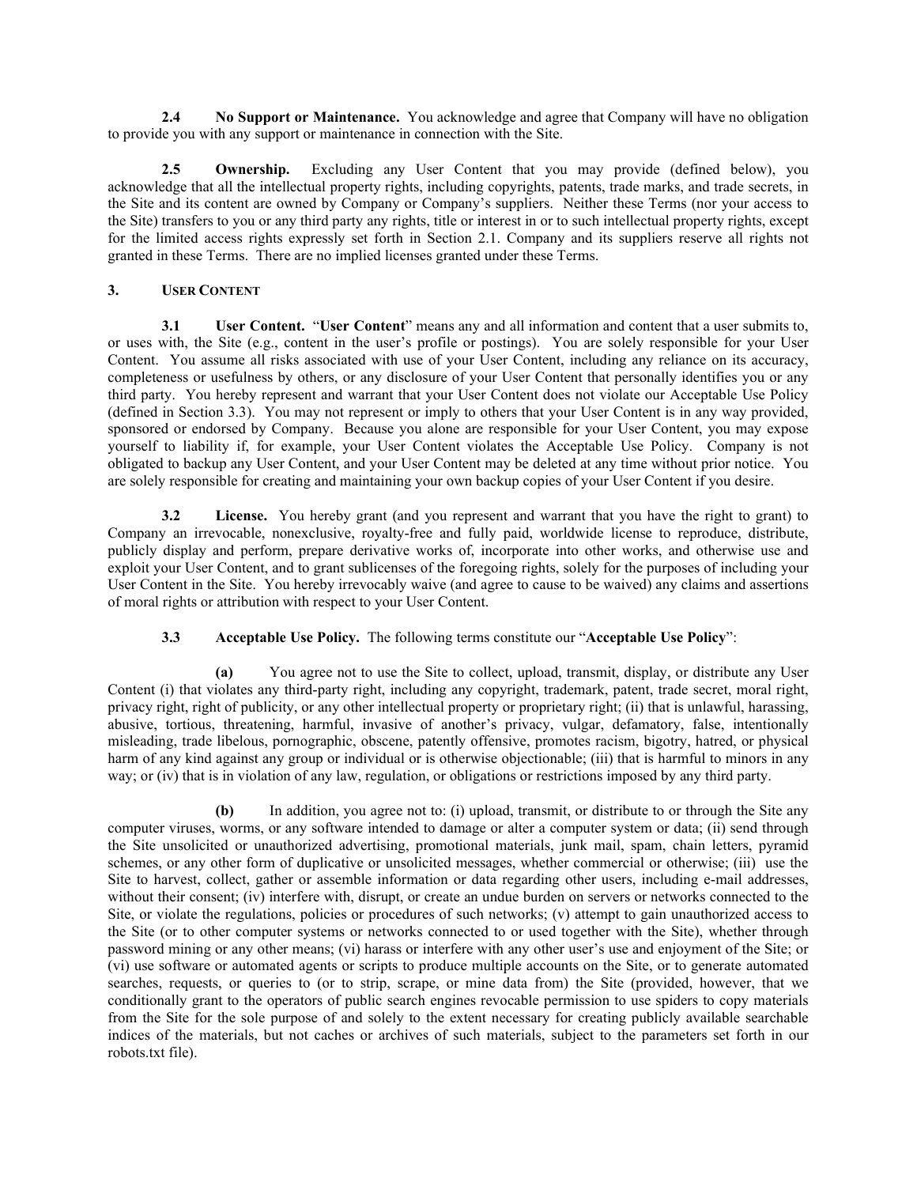**2.4 No Support or Maintenance.** You acknowledge and agree that Company will have no obligation to provide you with any support or maintenance in connection with the Site.

**2.5 Ownership.** Excluding any User Content that you may provide (defined below), you acknowledge that all the intellectual property rights, including copyrights, patents, trade marks, and trade secrets, in the Site and its content are owned by Company or Company's suppliers. Neither these Terms (nor your access to the Site) transfers to you or any third party any rights, title or interest in or to such intellectual property rights, except for the limited access rights expressly set forth in Section 2.1. Company and its suppliers reserve all rights not granted in these Terms. There are no implied licenses granted under these Terms.

## 3. User Content

**3.1 User Content.** "**User Content**" means any and all information and content that a user submits to, or uses with, the Site (e.g., content in the user's profile or postings). You are solely responsible for your User Content. You assume all risks associated with use of your User Content, including any reliance on its accuracy, completeness or usefulness by others, or any disclosure of your User Content that personally identifies you or any third party. You hereby represent and warrant that your User Content does not violate our Acceptable Use Policy (defined in Section 3.3). You may not represent or imply to others that your User Content is in any way provided, sponsored or endorsed by Company. Because you alone are responsible for your User Content, you may expose yourself to liability if, for example, your User Content violates the Acceptable Use Policy. Company is not obligated to backup any User Content, and your User Content may be deleted at any time without prior notice. You are solely responsible for creating and maintaining your own backup copies of your User Content if you desire.

**3.2 License.** You hereby grant (and you represent and warrant that you have the right to grant) to Company an irrevocable, nonexclusive, royalty-free and fully paid, worldwide license to reproduce, distribute, publicly display and perform, prepare derivative works of, incorporate into other works, and otherwise use and exploit your User Content, and to grant sublicenses of the foregoing rights, solely for the purposes of including your User Content in the Site. You hereby irrevocably waive (and agree to cause to be waived) any claims and assertions of moral rights or attribution with respect to your User Content.

**3.3 Acceptable Use Policy.** The following terms constitute our "**Acceptable Use Policy**":

**(a)** You agree not to use the Site to collect, upload, transmit, display, or distribute any User Content (i) that violates any third-party right, including any copyright, trademark, patent, trade secret, moral right, privacy right, right of publicity, or any other intellectual property or proprietary right; (ii) that is unlawful, harassing, abusive, tortious, threatening, harmful, invasive of another's privacy, vulgar, defamatory, false, intentionally misleading, trade libelous, pornographic, obscene, patently offensive, promotes racism, bigotry, hatred, or physical harm of any kind against any group or individual or is otherwise objectionable; (iii) that is harmful to minors in any way; or (iv) that is in violation of any law, regulation, or obligations or restrictions imposed by any third party.

**(b)** In addition, you agree not to: (i) upload, transmit, or distribute to or through the Site any computer viruses, worms, or any software intended to damage or alter a computer system or data; (ii) send through the Site unsolicited or unauthorized advertising, promotional materials, junk mail, spam, chain letters, pyramid schemes, or any other form of duplicative or unsolicited messages, whether commercial or otherwise; (iii) use the Site to harvest, collect, gather or assemble information or data regarding other users, including e-mail addresses, without their consent; (iv) interfere with, disrupt, or create an undue burden on servers or networks connected to the Site, or violate the regulations, policies or procedures of such networks; (v) attempt to gain unauthorized access to the Site (or to other computer systems or networks connected to or used together with the Site), whether through password mining or any other means; (vi) harass or interfere with any other user's use and enjoyment of the Site; or (vi) use software or automated agents or scripts to produce multiple accounts on the Site, or to generate automated searches, requests, or queries to (or to strip, scrape, or mine data from) the Site (provided, however, that we conditionally grant to the operators of public search engines revocable permission to use spiders to copy materials from the Site for the sole purpose of and solely to the extent necessary for creating publicly available searchable indices of the materials, but not caches or archives of such materials, subject to the parameters set forth in our robots.txt file).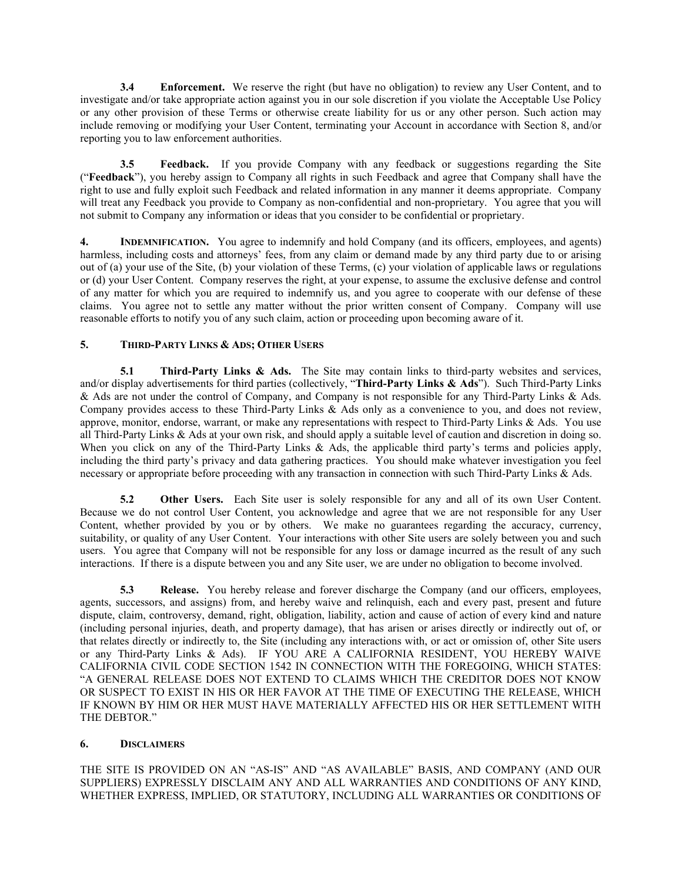**3.4 Enforcement.** We reserve the right (but have no obligation) to review any User Content, and to investigate and/or take appropriate action against you in our sole discretion if you violate the Acceptable Use Policy or any other provision of these Terms or otherwise create liability for us or any other person. Such action may include removing or modifying your User Content, terminating your Account in accordance with Section 8, and/or reporting you to law enforcement authorities.

**3.5 Feedback.** If you provide Company with any feedback or suggestions regarding the Site ("**Feedback**"), you hereby assign to Company all rights in such Feedback and agree that Company shall have the right to use and fully exploit such Feedback and related information in any manner it deems appropriate. Company will treat any Feedback you provide to Company as non-confidential and non-proprietary. You agree that you will not submit to Company any information or ideas that you consider to be confidential or proprietary.

**4. INDEMNIFICATION.** You agree to indemnify and hold Company (and its officers, employees, and agents) harmless, including costs and attorneys' fees, from any claim or demand made by any third party due to or arising out of (a) your use of the Site, (b) your violation of these Terms, (c) your violation of applicable laws or regulations or (d) your User Content. Company reserves the right, at your expense, to assume the exclusive defense and control of any matter for which you are required to indemnify us, and you agree to cooperate with our defense of these claims. You agree not to settle any matter without the prior written consent of Company. Company will use reasonable efforts to notify you of any such claim, action or proceeding upon becoming aware of it.

## 5. THIRD-PARTY LINKS & ADS; OTHER USERS

**5.1 Third-Party Links & Ads.** The Site may contain links to third-party websites and services, and/or display advertisements for third parties (collectively, "**Third-Party Links & Ads**"). Such Third-Party Links & Ads are not under the control of Company, and Company is not responsible for any Third-Party Links & Ads. Company provides access to these Third-Party Links & Ads only as a convenience to you, and does not review, approve, monitor, endorse, warrant, or make any representations with respect to Third-Party Links & Ads. You use all Third-Party Links & Ads at your own risk, and should apply a suitable level of caution and discretion in doing so. When you click on any of the Third-Party Links & Ads, the applicable third party's terms and policies apply, including the third party's privacy and data gathering practices. You should make whatever investigation you feel necessary or appropriate before proceeding with any transaction in connection with such Third-Party Links & Ads.

**5.2 Other Users.** Each Site user is solely responsible for any and all of its own User Content. Because we do not control User Content, you acknowledge and agree that we are not responsible for any User Content, whether provided by you or by others. We make no guarantees regarding the accuracy, currency, suitability, or quality of any User Content. Your interactions with other Site users are solely between you and such users. You agree that Company will not be responsible for any loss or damage incurred as the result of any such interactions. If there is a dispute between you and any Site user, we are under no obligation to become involved.

**5.3 Release.** You hereby release and forever discharge the Company (and our officers, employees, agents, successors, and assigns) from, and hereby waive and relinquish, each and every past, present and future dispute, claim, controversy, demand, right, obligation, liability, action and cause of action of every kind and nature (including personal injuries, death, and property damage), that has arisen or arises directly or indirectly out of, or that relates directly or indirectly to, the Site (including any interactions with, or act or omission of, other Site users or any Third-Party Links & Ads). IF YOU ARE A CALIFORNIA RESIDENT, YOU HEREBY WAIVE CALIFORNIA CIVIL CODE SECTION 1542 IN CONNECTION WITH THE FOREGOING, WHICH STATES: "A GENERAL RELEASE DOES NOT EXTEND TO CLAIMS WHICH THE CREDITOR DOES NOT KNOW OR SUSPECT TO EXIST IN HIS OR HER FAVOR AT THE TIME OF EXECUTING THE RELEASE, WHICH IF KNOWN BY HIM OR HER MUST HAVE MATERIALLY AFFECTED HIS OR HER SETTLEMENT WITH THE DEBTOR."

## 6. DISCLAIMERS

THE SITE IS PROVIDED ON AN "AS-IS" AND "AS AVAILABLE" BASIS, AND COMPANY (AND OUR SUPPLIERS) EXPRESSLY DISCLAIM ANY AND ALL WARRANTIES AND CONDITIONS OF ANY KIND, WHETHER EXPRESS, IMPLIED, OR STATUTORY, INCLUDING ALL WARRANTIES OR CONDITIONS OF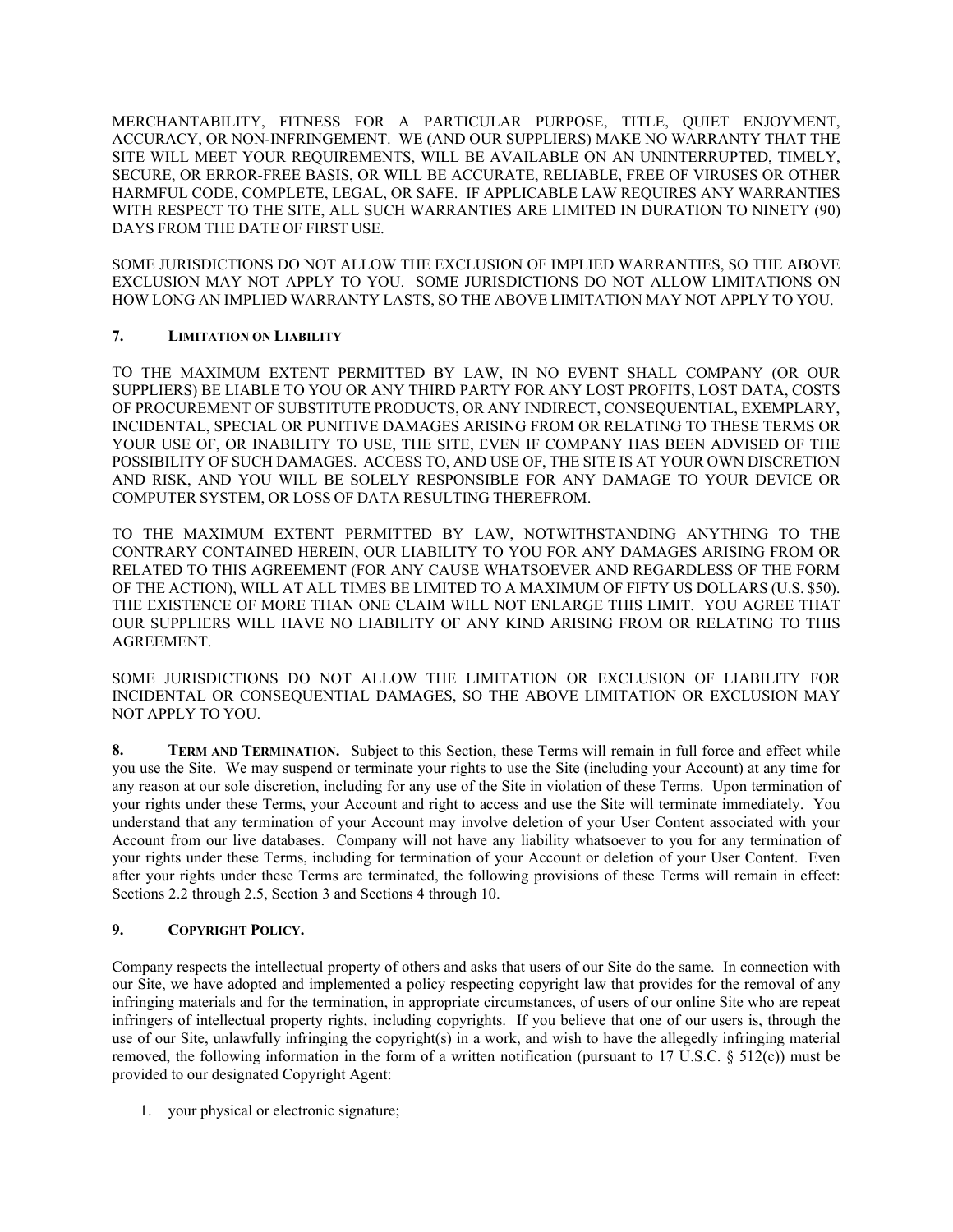MERCHANTABILITY, FITNESS FOR A PARTICULAR PURPOSE, TITLE, QUIET ENJOYMENT, ACCURACY, OR NON-INFRINGEMENT. WE (AND OUR SUPPLIERS) MAKE NO WARRANTY THAT THE SITE WILL MEET YOUR REQUIREMENTS, WILL BE AVAILABLE ON AN UNINTERRUPTED, TIMELY, SECURE, OR ERROR-FREE BASIS, OR WILL BE ACCURATE, RELIABLE, FREE OF VIRUSES OR OTHER HARMFUL CODE, COMPLETE, LEGAL, OR SAFE. IF APPLICABLE LAW REQUIRES ANY WARRANTIES WITH RESPECT TO THE SITE, ALL SUCH WARRANTIES ARE LIMITED IN DURATION TO NINETY (90) DAYS FROM THE DATE OF FIRST USE.

SOME JURISDICTIONS DO NOT ALLOW THE EXCLUSION OF IMPLIED WARRANTIES, SO THE ABOVE EXCLUSION MAY NOT APPLY TO YOU. SOME JURISDICTIONS DO NOT ALLOW LIMITATIONS ON HOW LONG AN IMPLIED WARRANTY LASTS, SO THE ABOVE LIMITATION MAY NOT APPLY TO YOU.

## 7. Limitation on Liability

TO THE MAXIMUM EXTENT PERMITTED BY LAW, IN NO EVENT SHALL COMPANY (OR OUR SUPPLIERS) BE LIABLE TO YOU OR ANY THIRD PARTY FOR ANY LOST PROFITS, LOST DATA, COSTS OF PROCUREMENT OF SUBSTITUTE PRODUCTS, OR ANY INDIRECT, CONSEQUENTIAL, EXEMPLARY, INCIDENTAL, SPECIAL OR PUNITIVE DAMAGES ARISING FROM OR RELATING TO THESE TERMS OR YOUR USE OF, OR INABILITY TO USE, THE SITE, EVEN IF COMPANY HAS BEEN ADVISED OF THE POSSIBILITY OF SUCH DAMAGES. ACCESS TO, AND USE OF, THE SITE IS AT YOUR OWN DISCRETION AND RISK, AND YOU WILL BE SOLELY RESPONSIBLE FOR ANY DAMAGE TO YOUR DEVICE OR COMPUTER SYSTEM, OR LOSS OF DATA RESULTING THEREFROM.

TO THE MAXIMUM EXTENT PERMITTED BY LAW, NOTWITHSTANDING ANYTHING TO THE CONTRARY CONTAINED HEREIN, OUR LIABILITY TO YOU FOR ANY DAMAGES ARISING FROM OR RELATED TO THIS AGREEMENT (FOR ANY CAUSE WHATSOEVER AND REGARDLESS OF THE FORM OF THE ACTION), WILL AT ALL TIMES BE LIMITED TO A MAXIMUM OF FIFTY US DOLLARS (U.S. $50). THE EXISTENCE OF MORE THAN ONE CLAIM WILL NOT ENLARGE THIS LIMIT. YOU AGREE THAT OUR SUPPLIERS WILL HAVE NO LIABILITY OF ANY KIND ARISING FROM OR RELATING TO THIS AGREEMENT.

SOME JURISDICTIONS DO NOT ALLOW THE LIMITATION OR EXCLUSION OF LIABILITY FOR INCIDENTAL OR CONSEQUENTIAL DAMAGES, SO THE ABOVE LIMITATION OR EXCLUSION MAY NOT APPLY TO YOU.

**8. Term and Termination.** Subject to this Section, these Terms will remain in full force and effect while you use the Site. We may suspend or terminate your rights to use the Site (including your Account) at any time for any reason at our sole discretion, including for any use of the Site in violation of these Terms. Upon termination of your rights under these Terms, your Account and right to access and use the Site will terminate immediately. You understand that any termination of your Account may involve deletion of your User Content associated with your Account from our live databases. Company will not have any liability whatsoever to you for any termination of your rights under these Terms, including for termination of your Account or deletion of your User Content. Even after your rights under these Terms are terminated, the following provisions of these Terms will remain in effect: Sections 2.2 through 2.5, Section 3 and Sections 4 through 10.

## 9. Copyright Policy.

Company respects the intellectual property of others and asks that users of our Site do the same. In connection with our Site, we have adopted and implemented a policy respecting copyright law that provides for the removal of any infringing materials and for the termination, in appropriate circumstances, of users of our online Site who are repeat infringers of intellectual property rights, including copyrights. If you believe that one of our users is, through the use of our Site, unlawfully infringing the copyright(s) in a work, and wish to have the allegedly infringing material removed, the following information in the form of a written notification (pursuant to 17 U.S.C. § 512(c)) must be provided to our designated Copyright Agent:

1. your physical or electronic signature;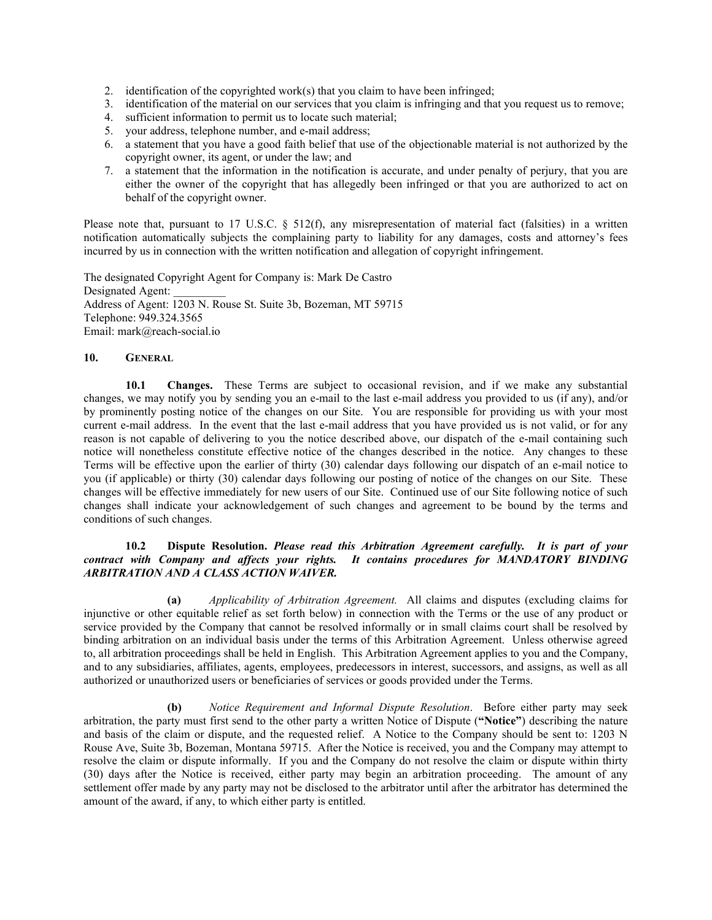2. identification of the copyrighted work(s) that you claim to have been infringed;
3. identification of the material on our services that you claim is infringing and that you request us to remove;
4. sufficient information to permit us to locate such material;
5. your address, telephone number, and e-mail address;
6. a statement that you have a good faith belief that use of the objectionable material is not authorized by the copyright owner, its agent, or under the law; and
7. a statement that the information in the notification is accurate, and under penalty of perjury, that you are either the owner of the copyright that has allegedly been infringed or that you are authorized to act on behalf of the copyright owner.

Please note that, pursuant to 17 U.S.C. § 512(f), any misrepresentation of material fact (falsities) in a written notification automatically subjects the complaining party to liability for any damages, costs and attorney's fees incurred by us in connection with the written notification and allegation of copyright infringement.

The designated Copyright Agent for Company is: Mark De Castro
Designated Agent: _________
Address of Agent: 1203 N. Rouse St. Suite 3b, Bozeman, MT 59715
Telephone: 949.324.3565
Email: mark@reach-social.io

## 10. General

**10.1 Changes.** These Terms are subject to occasional revision, and if we make any substantial changes, we may notify you by sending you an e-mail to the last e-mail address you provided to us (if any), and/or by prominently posting notice of the changes on our Site. You are responsible for providing us with your most current e-mail address. In the event that the last e-mail address that you have provided us is not valid, or for any reason is not capable of delivering to you the notice described above, our dispatch of the e-mail containing such notice will nonetheless constitute effective notice of the changes described in the notice. Any changes to these Terms will be effective upon the earlier of thirty (30) calendar days following our dispatch of an e-mail notice to you (if applicable) or thirty (30) calendar days following our posting of notice of the changes on our Site. These changes will be effective immediately for new users of our Site. Continued use of our Site following notice of such changes shall indicate your acknowledgement of such changes and agreement to be bound by the terms and conditions of such changes.

**10.2 Dispute Resolution.** ***Please read this Arbitration Agreement carefully. It is part of your contract with Company and affects your rights. It contains procedures for MANDATORY BINDING ARBITRATION AND A CLASS ACTION WAIVER.***

**(a)** *Applicability of Arbitration Agreement.* All claims and disputes (excluding claims for injunctive or other equitable relief as set forth below) in connection with the Terms or the use of any product or service provided by the Company that cannot be resolved informally or in small claims court shall be resolved by binding arbitration on an individual basis under the terms of this Arbitration Agreement. Unless otherwise agreed to, all arbitration proceedings shall be held in English. This Arbitration Agreement applies to you and the Company, and to any subsidiaries, affiliates, agents, employees, predecessors in interest, successors, and assigns, as well as all authorized or unauthorized users or beneficiaries of services or goods provided under the Terms.

**(b)** *Notice Requirement and Informal Dispute Resolution*. Before either party may seek arbitration, the party must first send to the other party a written Notice of Dispute (**"Notice"**) describing the nature and basis of the claim or dispute, and the requested relief. A Notice to the Company should be sent to: 1203 N Rouse Ave, Suite 3b, Bozeman, Montana 59715. After the Notice is received, you and the Company may attempt to resolve the claim or dispute informally. If you and the Company do not resolve the claim or dispute within thirty (30) days after the Notice is received, either party may begin an arbitration proceeding. The amount of any settlement offer made by any party may not be disclosed to the arbitrator until after the arbitrator has determined the amount of the award, if any, to which either party is entitled.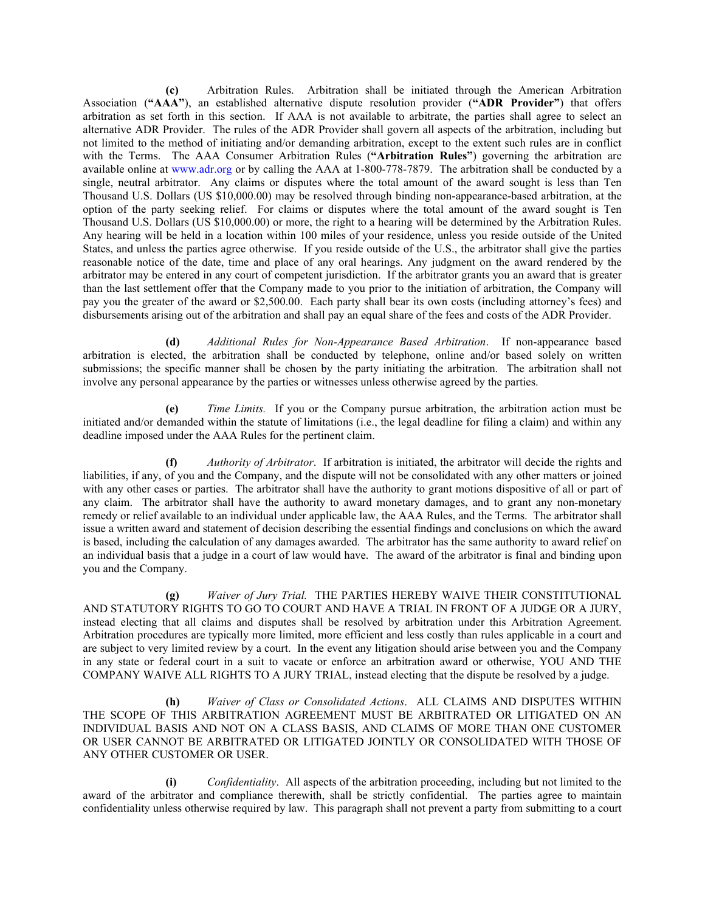**(c)** Arbitration Rules. Arbitration shall be initiated through the American Arbitration Association (**"AAA"**), an established alternative dispute resolution provider (**"ADR Provider"**) that offers arbitration as set forth in this section. If AAA is not available to arbitrate, the parties shall agree to select an alternative ADR Provider. The rules of the ADR Provider shall govern all aspects of the arbitration, including but not limited to the method of initiating and/or demanding arbitration, except to the extent such rules are in conflict with the Terms. The AAA Consumer Arbitration Rules (**"Arbitration Rules"**) governing the arbitration are available online at www.adr.org or by calling the AAA at 1-800-778-7879. The arbitration shall be conducted by a single, neutral arbitrator. Any claims or disputes where the total amount of the award sought is less than Ten Thousand U.S. Dollars (US $10,000.00) may be resolved through binding non-appearance-based arbitration, at the option of the party seeking relief. For claims or disputes where the total amount of the award sought is Ten Thousand U.S. Dollars (US $10,000.00) or more, the right to a hearing will be determined by the Arbitration Rules. Any hearing will be held in a location within 100 miles of your residence, unless you reside outside of the United States, and unless the parties agree otherwise. If you reside outside of the U.S., the arbitrator shall give the parties reasonable notice of the date, time and place of any oral hearings. Any judgment on the award rendered by the arbitrator may be entered in any court of competent jurisdiction. If the arbitrator grants you an award that is greater than the last settlement offer that the Company made to you prior to the initiation of arbitration, the Company will pay you the greater of the award or $2,500.00. Each party shall bear its own costs (including attorney's fees) and disbursements arising out of the arbitration and shall pay an equal share of the fees and costs of the ADR Provider.

**(d)** *Additional Rules for Non-Appearance Based Arbitration*. If non-appearance based arbitration is elected, the arbitration shall be conducted by telephone, online and/or based solely on written submissions; the specific manner shall be chosen by the party initiating the arbitration. The arbitration shall not involve any personal appearance by the parties or witnesses unless otherwise agreed by the parties.

**(e)** *Time Limits.* If you or the Company pursue arbitration, the arbitration action must be initiated and/or demanded within the statute of limitations (i.e., the legal deadline for filing a claim) and within any deadline imposed under the AAA Rules for the pertinent claim.

**(f)** *Authority of Arbitrator*. If arbitration is initiated, the arbitrator will decide the rights and liabilities, if any, of you and the Company, and the dispute will not be consolidated with any other matters or joined with any other cases or parties. The arbitrator shall have the authority to grant motions dispositive of all or part of any claim. The arbitrator shall have the authority to award monetary damages, and to grant any non-monetary remedy or relief available to an individual under applicable law, the AAA Rules, and the Terms. The arbitrator shall issue a written award and statement of decision describing the essential findings and conclusions on which the award is based, including the calculation of any damages awarded. The arbitrator has the same authority to award relief on an individual basis that a judge in a court of law would have. The award of the arbitrator is final and binding upon you and the Company.

**(g)** *Waiver of Jury Trial.* THE PARTIES HEREBY WAIVE THEIR CONSTITUTIONAL AND STATUTORY RIGHTS TO GO TO COURT AND HAVE A TRIAL IN FRONT OF A JUDGE OR A JURY, instead electing that all claims and disputes shall be resolved by arbitration under this Arbitration Agreement. Arbitration procedures are typically more limited, more efficient and less costly than rules applicable in a court and are subject to very limited review by a court. In the event any litigation should arise between you and the Company in any state or federal court in a suit to vacate or enforce an arbitration award or otherwise, YOU AND THE COMPANY WAIVE ALL RIGHTS TO A JURY TRIAL, instead electing that the dispute be resolved by a judge.

**(h)** *Waiver of Class or Consolidated Actions*. ALL CLAIMS AND DISPUTES WITHIN THE SCOPE OF THIS ARBITRATION AGREEMENT MUST BE ARBITRATED OR LITIGATED ON AN INDIVIDUAL BASIS AND NOT ON A CLASS BASIS, AND CLAIMS OF MORE THAN ONE CUSTOMER OR USER CANNOT BE ARBITRATED OR LITIGATED JOINTLY OR CONSOLIDATED WITH THOSE OF ANY OTHER CUSTOMER OR USER.

**(i)** *Confidentiality*. All aspects of the arbitration proceeding, including but not limited to the award of the arbitrator and compliance therewith, shall be strictly confidential. The parties agree to maintain confidentiality unless otherwise required by law. This paragraph shall not prevent a party from submitting to a court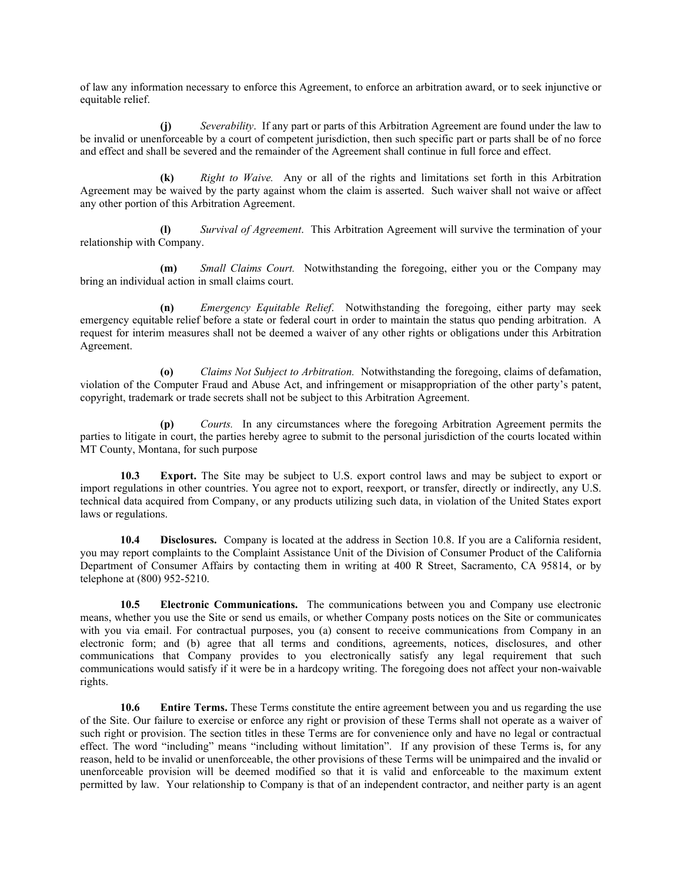of law any information necessary to enforce this Agreement, to enforce an arbitration award, or to seek injunctive or equitable relief.

**(j)** *Severability*. If any part or parts of this Arbitration Agreement are found under the law to be invalid or unenforceable by a court of competent jurisdiction, then such specific part or parts shall be of no force and effect and shall be severed and the remainder of the Agreement shall continue in full force and effect.

**(k)** *Right to Waive.* Any or all of the rights and limitations set forth in this Arbitration Agreement may be waived by the party against whom the claim is asserted. Such waiver shall not waive or affect any other portion of this Arbitration Agreement.

**(l)** *Survival of Agreement*. This Arbitration Agreement will survive the termination of your relationship with Company.

**(m)** *Small Claims Court.* Notwithstanding the foregoing, either you or the Company may bring an individual action in small claims court.

**(n)** *Emergency Equitable Relief*. Notwithstanding the foregoing, either party may seek emergency equitable relief before a state or federal court in order to maintain the status quo pending arbitration. A request for interim measures shall not be deemed a waiver of any other rights or obligations under this Arbitration Agreement.

**(o)** *Claims Not Subject to Arbitration.* Notwithstanding the foregoing, claims of defamation, violation of the Computer Fraud and Abuse Act, and infringement or misappropriation of the other party's patent, copyright, trademark or trade secrets shall not be subject to this Arbitration Agreement.

**(p)** *Courts.* In any circumstances where the foregoing Arbitration Agreement permits the parties to litigate in court, the parties hereby agree to submit to the personal jurisdiction of the courts located within MT County, Montana, for such purpose

**10.3 Export.** The Site may be subject to U.S. export control laws and may be subject to export or import regulations in other countries. You agree not to export, reexport, or transfer, directly or indirectly, any U.S. technical data acquired from Company, or any products utilizing such data, in violation of the United States export laws or regulations.

**10.4 Disclosures.** Company is located at the address in Section 10.8. If you are a California resident, you may report complaints to the Complaint Assistance Unit of the Division of Consumer Product of the California Department of Consumer Affairs by contacting them in writing at 400 R Street, Sacramento, CA 95814, or by telephone at (800) 952-5210.

**10.5 Electronic Communications.** The communications between you and Company use electronic means, whether you use the Site or send us emails, or whether Company posts notices on the Site or communicates with you via email. For contractual purposes, you (a) consent to receive communications from Company in an electronic form; and (b) agree that all terms and conditions, agreements, notices, disclosures, and other communications that Company provides to you electronically satisfy any legal requirement that such communications would satisfy if it were be in a hardcopy writing. The foregoing does not affect your non-waivable rights.

**10.6 Entire Terms.** These Terms constitute the entire agreement between you and us regarding the use of the Site. Our failure to exercise or enforce any right or provision of these Terms shall not operate as a waiver of such right or provision. The section titles in these Terms are for convenience only and have no legal or contractual effect. The word "including" means "including without limitation". If any provision of these Terms is, for any reason, held to be invalid or unenforceable, the other provisions of these Terms will be unimpaired and the invalid or unenforceable provision will be deemed modified so that it is valid and enforceable to the maximum extent permitted by law. Your relationship to Company is that of an independent contractor, and neither party is an agent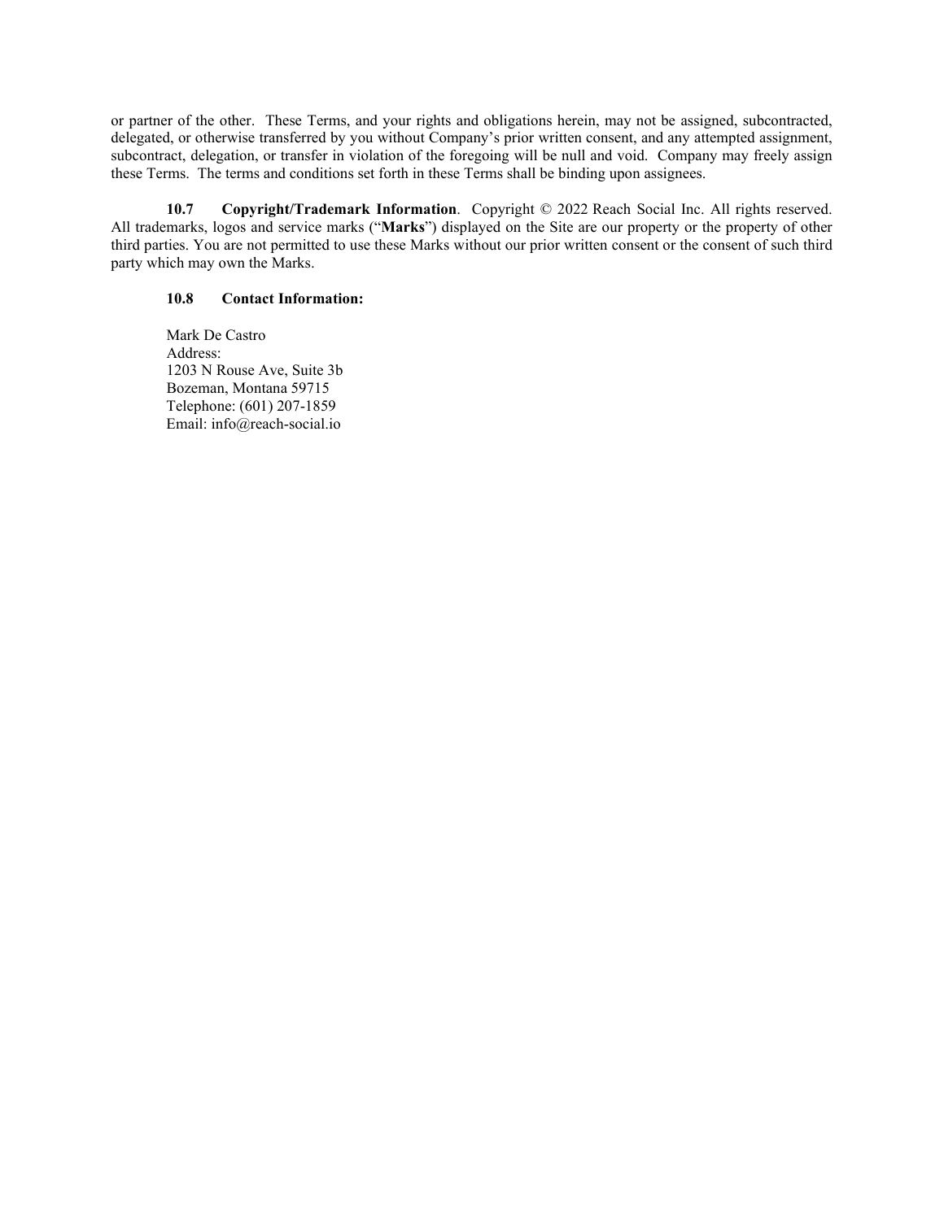or partner of the other. These Terms, and your rights and obligations herein, may not be assigned, subcontracted, delegated, or otherwise transferred by you without Company's prior written consent, and any attempted assignment, subcontract, delegation, or transfer in violation of the foregoing will be null and void. Company may freely assign these Terms. The terms and conditions set forth in these Terms shall be binding upon assignees.

**10.7 Copyright/Trademark Information**. Copyright © 2022 Reach Social Inc. All rights reserved. All trademarks, logos and service marks ("**Marks**") displayed on the Site are our property or the property of other third parties. You are not permitted to use these Marks without our prior written consent or the consent of such third party which may own the Marks.

**10.8 Contact Information:**

Mark De Castro
Address:
1203 N Rouse Ave, Suite 3b
Bozeman, Montana 59715
Telephone: (601) 207-1859
Email: info@reach-social.io